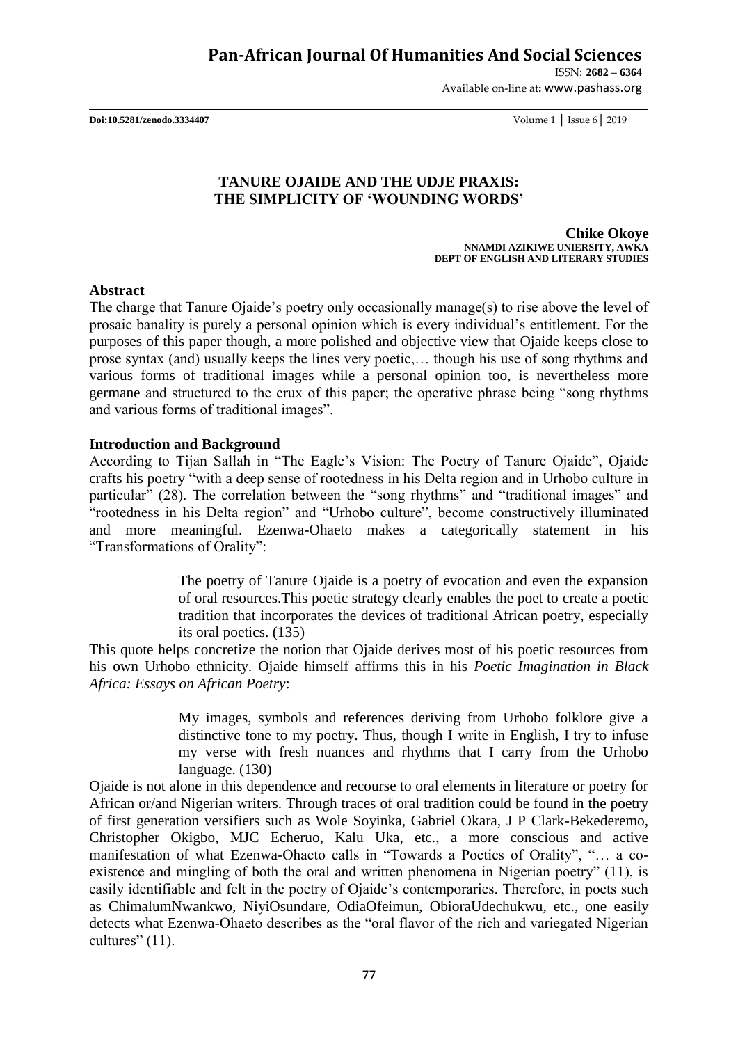# TANURE OJAIDE AND THE UDJE PRAXIS: THE SIMPLICITY OF 'WOUNDING WORDS'

**Chike Okoye**
**NNAMDI AZIKIWE UNIERSITY, AWKA**
**DEPT OF ENGLISH AND LITERARY STUDIES**

## Abstract

The charge that Tanure Ojaide's poetry only occasionally manage(s) to rise above the level of prosaic banality is purely a personal opinion which is every individual's entitlement. For the purposes of this paper though, a more polished and objective view that Ojaide keeps close to prose syntax (and) usually keeps the lines very poetic,… though his use of song rhythms and various forms of traditional images while a personal opinion too, is nevertheless more germane and structured to the crux of this paper; the operative phrase being "song rhythms and various forms of traditional images".

## Introduction and Background

According to Tijan Sallah in "The Eagle's Vision: The Poetry of Tanure Ojaide", Ojaide crafts his poetry "with a deep sense of rootedness in his Delta region and in Urhobo culture in particular" (28). The correlation between the "song rhythms" and "traditional images" and "rootedness in his Delta region" and "Urhobo culture", become constructively illuminated and more meaningful. Ezenwa-Ohaeto makes a categorically statement in his "Transformations of Orality":

> The poetry of Tanure Ojaide is a poetry of evocation and even the expansion of oral resources.This poetic strategy clearly enables the poet to create a poetic tradition that incorporates the devices of traditional African poetry, especially its oral poetics. (135)

This quote helps concretize the notion that Ojaide derives most of his poetic resources from his own Urhobo ethnicity. Ojaide himself affirms this in his *Poetic Imagination in Black Africa: Essays on African Poetry*:

> My images, symbols and references deriving from Urhobo folklore give a distinctive tone to my poetry. Thus, though I write in English, I try to infuse my verse with fresh nuances and rhythms that I carry from the Urhobo language. (130)

Ojaide is not alone in this dependence and recourse to oral elements in literature or poetry for African or/and Nigerian writers. Through traces of oral tradition could be found in the poetry of first generation versifiers such as Wole Soyinka, Gabriel Okara, J P Clark-Bekederemo, Christopher Okigbo, MJC Echeruo, Kalu Uka, etc., a more conscious and active manifestation of what Ezenwa-Ohaeto calls in "Towards a Poetics of Orality", "… a co-existence and mingling of both the oral and written phenomena in Nigerian poetry" (11), is easily identifiable and felt in the poetry of Ojaide's contemporaries. Therefore, in poets such as ChimalumNwankwo, NiyiOsundare, OdiaOfeimun, ObioraUdechukwu, etc., one easily detects what Ezenwa-Ohaeto describes as the "oral flavor of the rich and variegated Nigerian cultures" (11).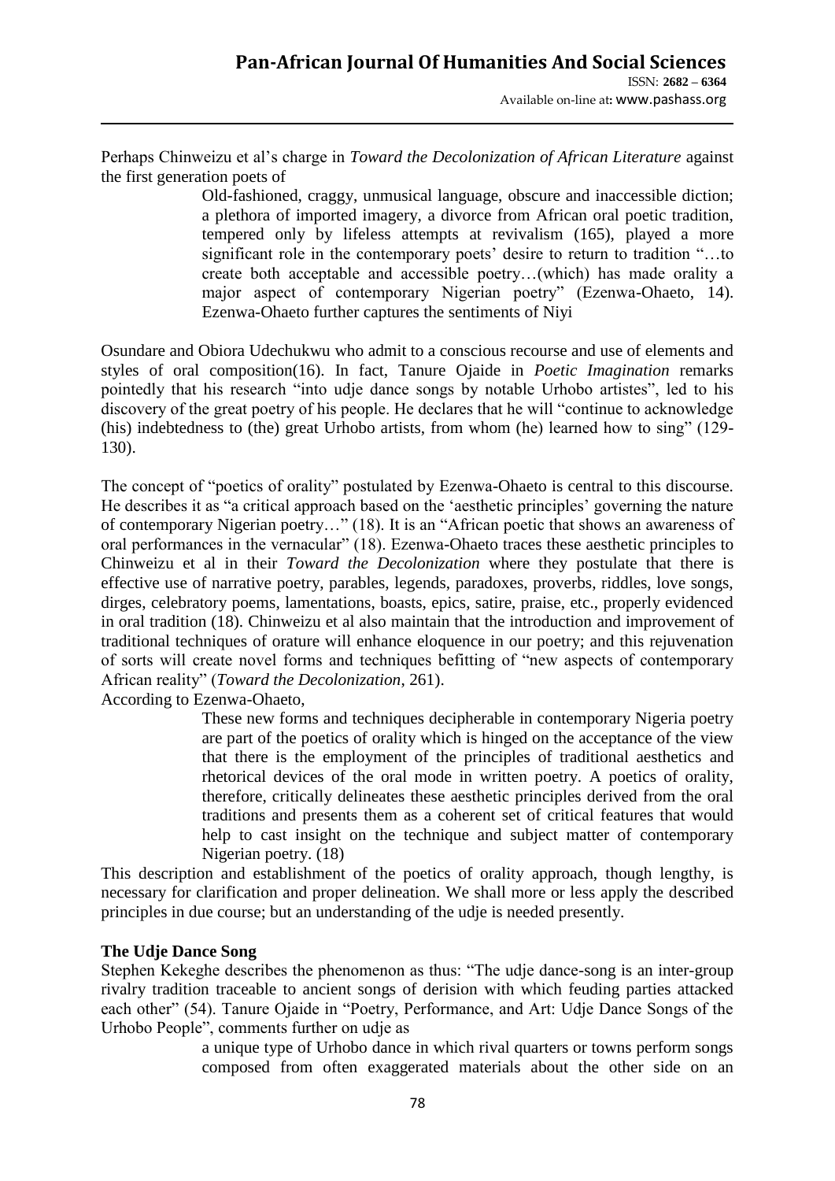Perhaps Chinweizu et al's charge in *Toward the Decolonization of African Literature* against the first generation poets of

> Old-fashioned, craggy, unmusical language, obscure and inaccessible diction; a plethora of imported imagery, a divorce from African oral poetic tradition, tempered only by lifeless attempts at revivalism (165), played a more significant role in the contemporary poets' desire to return to tradition "…to create both acceptable and accessible poetry…(which) has made orality a major aspect of contemporary Nigerian poetry" (Ezenwa-Ohaeto, 14). Ezenwa-Ohaeto further captures the sentiments of Niyi

Osundare and Obiora Udechukwu who admit to a conscious recourse and use of elements and styles of oral composition(16). In fact, Tanure Ojaide in *Poetic Imagination* remarks pointedly that his research "into udje dance songs by notable Urhobo artistes", led to his discovery of the great poetry of his people. He declares that he will "continue to acknowledge (his) indebtedness to (the) great Urhobo artists, from whom (he) learned how to sing" (129-130).

The concept of "poetics of orality" postulated by Ezenwa-Ohaeto is central to this discourse. He describes it as "a critical approach based on the 'aesthetic principles' governing the nature of contemporary Nigerian poetry…" (18). It is an "African poetic that shows an awareness of oral performances in the vernacular" (18). Ezenwa-Ohaeto traces these aesthetic principles to Chinweizu et al in their *Toward the Decolonization* where they postulate that there is effective use of narrative poetry, parables, legends, paradoxes, proverbs, riddles, love songs, dirges, celebratory poems, lamentations, boasts, epics, satire, praise, etc., properly evidenced in oral tradition (18). Chinweizu et al also maintain that the introduction and improvement of traditional techniques of orature will enhance eloquence in our poetry; and this rejuvenation of sorts will create novel forms and techniques befitting of "new aspects of contemporary African reality" (*Toward the Decolonization*, 261).

According to Ezenwa-Ohaeto,

> These new forms and techniques decipherable in contemporary Nigeria poetry are part of the poetics of orality which is hinged on the acceptance of the view that there is the employment of the principles of traditional aesthetics and rhetorical devices of the oral mode in written poetry. A poetics of orality, therefore, critically delineates these aesthetic principles derived from the oral traditions and presents them as a coherent set of critical features that would help to cast insight on the technique and subject matter of contemporary Nigerian poetry. (18)

This description and establishment of the poetics of orality approach, though lengthy, is necessary for clarification and proper delineation. We shall more or less apply the described principles in due course; but an understanding of the udje is needed presently.

**The Udje Dance Song**

Stephen Kekeghe describes the phenomenon as thus: "The udje dance-song is an inter-group rivalry tradition traceable to ancient songs of derision with which feuding parties attacked each other" (54). Tanure Ojaide in "Poetry, Performance, and Art: Udje Dance Songs of the Urhobo People", comments further on udje as

> a unique type of Urhobo dance in which rival quarters or towns perform songs composed from often exaggerated materials about the other side on an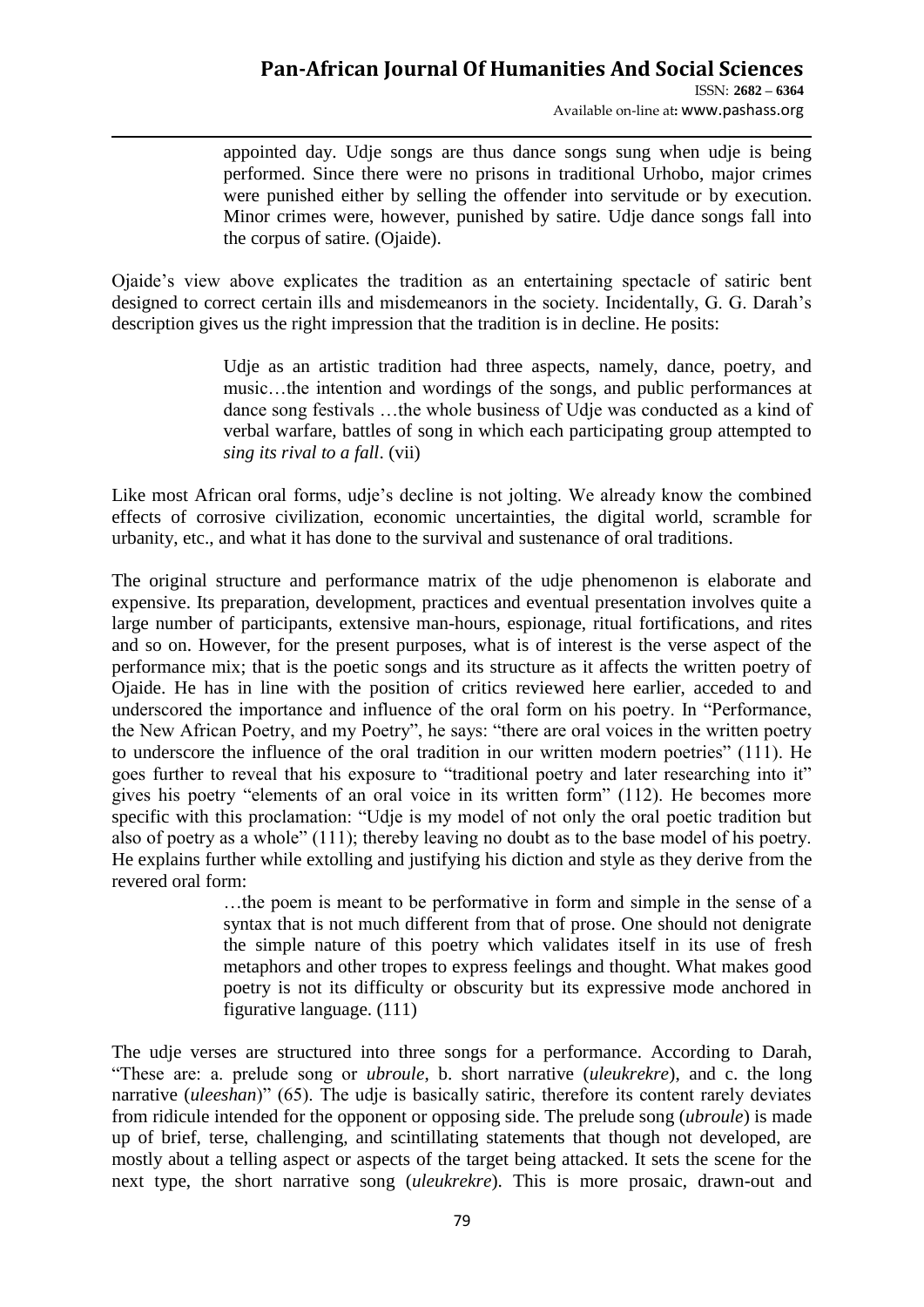> appointed day. Udje songs are thus dance songs sung when udje is being performed. Since there were no prisons in traditional Urhobo, major crimes were punished either by selling the offender into servitude or by execution. Minor crimes were, however, punished by satire. Udje dance songs fall into the corpus of satire. (Ojaide).

Ojaide's view above explicates the tradition as an entertaining spectacle of satiric bent designed to correct certain ills and misdemeanors in the society. Incidentally, G. G. Darah's description gives us the right impression that the tradition is in decline. He posits:

> Udje as an artistic tradition had three aspects, namely, dance, poetry, and music…the intention and wordings of the songs, and public performances at dance song festivals …the whole business of Udje was conducted as a kind of verbal warfare, battles of song in which each participating group attempted to *sing its rival to a fall*. (vii)

Like most African oral forms, udje's decline is not jolting. We already know the combined effects of corrosive civilization, economic uncertainties, the digital world, scramble for urbanity, etc., and what it has done to the survival and sustenance of oral traditions.

The original structure and performance matrix of the udje phenomenon is elaborate and expensive. Its preparation, development, practices and eventual presentation involves quite a large number of participants, extensive man-hours, espionage, ritual fortifications, and rites and so on. However, for the present purposes, what is of interest is the verse aspect of the performance mix; that is the poetic songs and its structure as it affects the written poetry of Ojaide. He has in line with the position of critics reviewed here earlier, acceded to and underscored the importance and influence of the oral form on his poetry. In "Performance, the New African Poetry, and my Poetry", he says: "there are oral voices in the written poetry to underscore the influence of the oral tradition in our written modern poetries" (111). He goes further to reveal that his exposure to "traditional poetry and later researching into it" gives his poetry "elements of an oral voice in its written form" (112). He becomes more specific with this proclamation: "Udje is my model of not only the oral poetic tradition but also of poetry as a whole" (111); thereby leaving no doubt as to the base model of his poetry. He explains further while extolling and justifying his diction and style as they derive from the revered oral form:

> …the poem is meant to be performative in form and simple in the sense of a syntax that is not much different from that of prose. One should not denigrate the simple nature of this poetry which validates itself in its use of fresh metaphors and other tropes to express feelings and thought. What makes good poetry is not its difficulty or obscurity but its expressive mode anchored in figurative language. (111)

The udje verses are structured into three songs for a performance. According to Darah, "These are: a. prelude song or *ubroule*, b. short narrative (*uleukrekre*), and c. the long narrative (*uleeshan*)" (65). The udje is basically satiric, therefore its content rarely deviates from ridicule intended for the opponent or opposing side. The prelude song (*ubroule*) is made up of brief, terse, challenging, and scintillating statements that though not developed, are mostly about a telling aspect or aspects of the target being attacked. It sets the scene for the next type, the short narrative song (*uleukrekre*). This is more prosaic, drawn-out and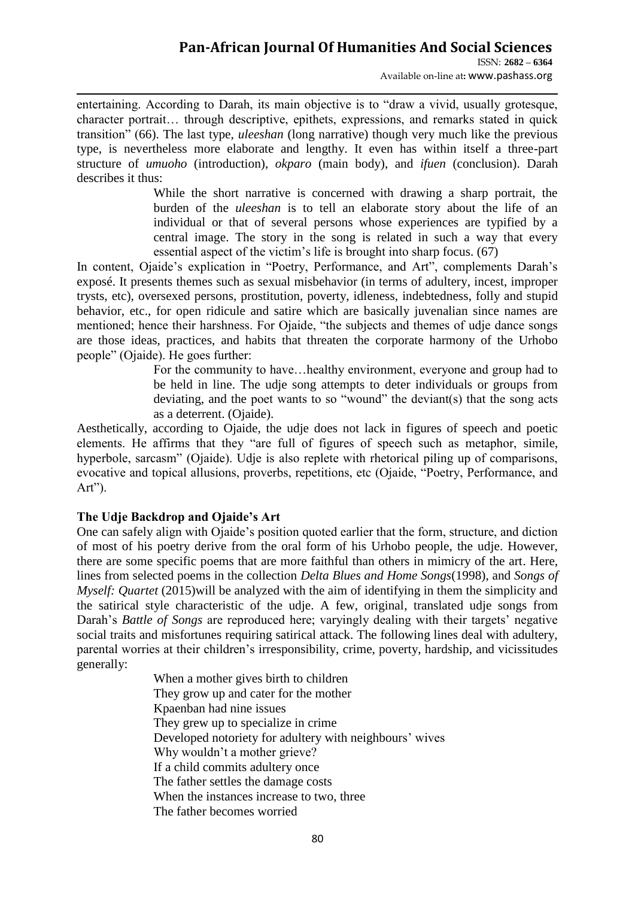entertaining. According to Darah, its main objective is to "draw a vivid, usually grotesque, character portrait… through descriptive, epithets, expressions, and remarks stated in quick transition" (66). The last type, *uleeshan* (long narrative) though very much like the previous type, is nevertheless more elaborate and lengthy. It even has within itself a three-part structure of *umuoho* (introduction), *okparo* (main body), and *ifuen* (conclusion). Darah describes it thus:

> While the short narrative is concerned with drawing a sharp portrait, the burden of the *uleeshan* is to tell an elaborate story about the life of an individual or that of several persons whose experiences are typified by a central image. The story in the song is related in such a way that every essential aspect of the victim's life is brought into sharp focus. (67)

In content, Ojaide's explication in "Poetry, Performance, and Art", complements Darah's exposé. It presents themes such as sexual misbehavior (in terms of adultery, incest, improper trysts, etc), oversexed persons, prostitution, poverty, idleness, indebtedness, folly and stupid behavior, etc., for open ridicule and satire which are basically juvenalian since names are mentioned; hence their harshness. For Ojaide, "the subjects and themes of udje dance songs are those ideas, practices, and habits that threaten the corporate harmony of the Urhobo people" (Ojaide). He goes further:

> For the community to have…healthy environment, everyone and group had to be held in line. The udje song attempts to deter individuals or groups from deviating, and the poet wants to so "wound" the deviant(s) that the song acts as a deterrent. (Ojaide).

Aesthetically, according to Ojaide, the udje does not lack in figures of speech and poetic elements. He affirms that they "are full of figures of speech such as metaphor, simile, hyperbole, sarcasm" (Ojaide). Udje is also replete with rhetorical piling up of comparisons, evocative and topical allusions, proverbs, repetitions, etc (Ojaide, "Poetry, Performance, and Art").

### The Udje Backdrop and Ojaide's Art

One can safely align with Ojaide's position quoted earlier that the form, structure, and diction of most of his poetry derive from the oral form of his Urhobo people, the udje. However, there are some specific poems that are more faithful than others in mimicry of the art. Here, lines from selected poems in the collection *Delta Blues and Home Songs*(1998), and *Songs of Myself: Quartet* (2015)will be analyzed with the aim of identifying in them the simplicity and the satirical style characteristic of the udje. A few, original, translated udje songs from Darah's *Battle of Songs* are reproduced here; varyingly dealing with their targets' negative social traits and misfortunes requiring satirical attack. The following lines deal with adultery, parental worries at their children's irresponsibility, crime, poverty, hardship, and vicissitudes generally:

> When a mother gives birth to children
> They grow up and cater for the mother
> Kpaenban had nine issues
> They grew up to specialize in crime
> Developed notoriety for adultery with neighbours' wives
> Why wouldn't a mother grieve?
> If a child commits adultery once
> The father settles the damage costs
> When the instances increase to two, three
> The father becomes worried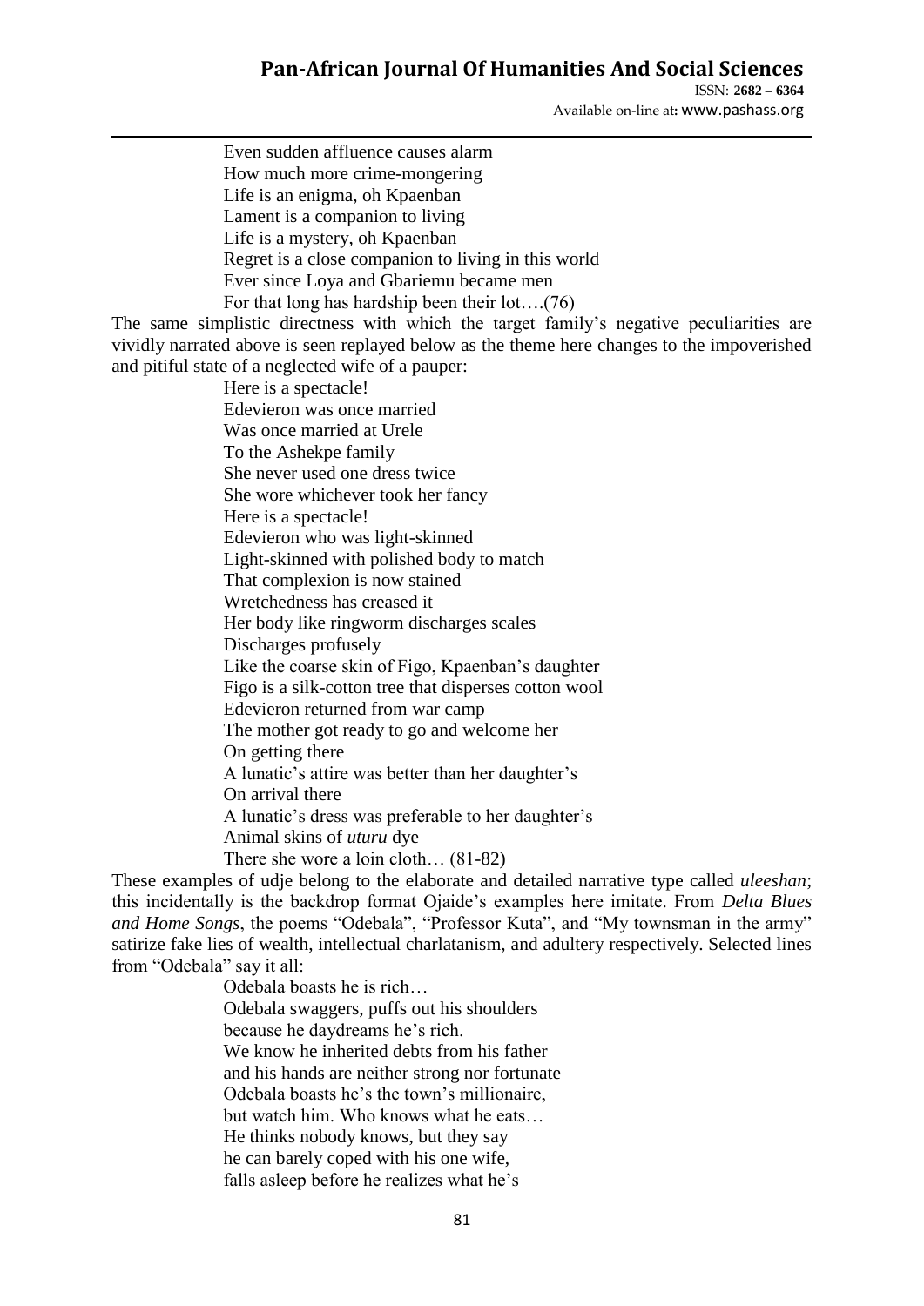Even sudden affluence causes alarm  
How much more crime-mongering  
Life is an enigma, oh Kpaenban  
Lament is a companion to living  
Life is a mystery, oh Kpaenban  
Regret is a close companion to living in this world  
Ever since Loya and Gbariemu became men  
For that long has hardship been their lot….(76)

The same simplistic directness with which the target family's negative peculiarities are vividly narrated above is seen replayed below as the theme here changes to the impoverished and pitiful state of a neglected wife of a pauper:

Here is a spectacle!  
Edevieron was once married  
Was once married at Urele  
To the Ashekpe family  
She never used one dress twice  
She wore whichever took her fancy  
Here is a spectacle!  
Edevieron who was light-skinned  
Light-skinned with polished body to match  
That complexion is now stained  
Wretchedness has creased it  
Her body like ringworm discharges scales  
Discharges profusely  
Like the coarse skin of Figo, Kpaenban's daughter  
Figo is a silk-cotton tree that disperses cotton wool  
Edevieron returned from war camp  
The mother got ready to go and welcome her  
On getting there  
A lunatic's attire was better than her daughter's  
On arrival there  
A lunatic's dress was preferable to her daughter's  
Animal skins of *uturu* dye  
There she wore a loin cloth… (81-82)

These examples of udje belong to the elaborate and detailed narrative type called *uleeshan*; this incidentally is the backdrop format Ojaide's examples here imitate. From *Delta Blues and Home Songs*, the poems "Odebala", "Professor Kuta", and "My townsman in the army" satirize fake lies of wealth, intellectual charlatanism, and adultery respectively. Selected lines from "Odebala" say it all:

Odebala boasts he is rich…  
Odebala swaggers, puffs out his shoulders  
because he daydreams he's rich.  
We know he inherited debts from his father  
and his hands are neither strong nor fortunate  
Odebala boasts he's the town's millionaire,  
but watch him. Who knows what he eats…  
He thinks nobody knows, but they say  
he can barely coped with his one wife,  
falls asleep before he realizes what he's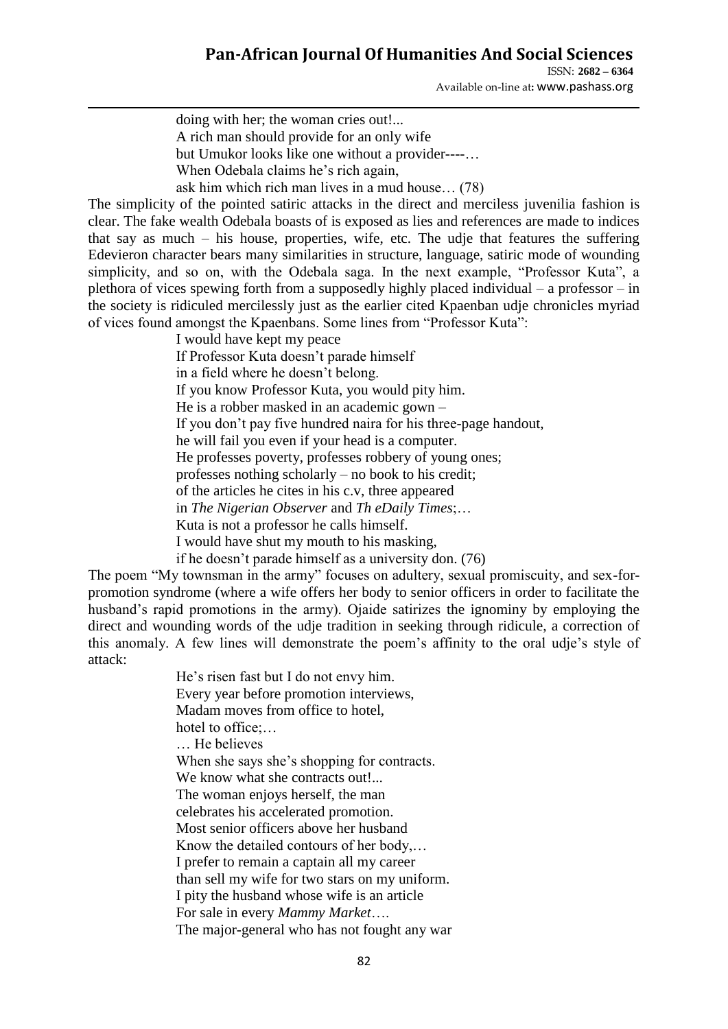doing with her; the woman cries out!...  
A rich man should provide for an only wife  
but Umukor looks like one without a provider----…  
When Odebala claims he's rich again,  
ask him which rich man lives in a mud house… (78)

The simplicity of the pointed satiric attacks in the direct and merciless juvenilia fashion is clear. The fake wealth Odebala boasts of is exposed as lies and references are made to indices that say as much – his house, properties, wife, etc. The udje that features the suffering Edevieron character bears many similarities in structure, language, satiric mode of wounding simplicity, and so on, with the Odebala saga. In the next example, "Professor Kuta", a plethora of vices spewing forth from a supposedly highly placed individual – a professor – in the society is ridiculed mercilessly just as the earlier cited Kpaenban udje chronicles myriad of vices found amongst the Kpaenbans. Some lines from "Professor Kuta":

I would have kept my peace  
If Professor Kuta doesn't parade himself  
in a field where he doesn't belong.  
If you know Professor Kuta, you would pity him.  
He is a robber masked in an academic gown –  
If you don't pay five hundred naira for his three-page handout,  
he will fail you even if your head is a computer.  
He professes poverty, professes robbery of young ones;  
professes nothing scholarly – no book to his credit;  
of the articles he cites in his c.v, three appeared  
in *The Nigerian Observer* and *Th eDaily Times*;…  
Kuta is not a professor he calls himself.  
I would have shut my mouth to his masking,  
if he doesn't parade himself as a university don. (76)

The poem "My townsman in the army" focuses on adultery, sexual promiscuity, and sex-for-promotion syndrome (where a wife offers her body to senior officers in order to facilitate the husband's rapid promotions in the army). Ojaide satirizes the ignominy by employing the direct and wounding words of the udje tradition in seeking through ridicule, a correction of this anomaly. A few lines will demonstrate the poem's affinity to the oral udje's style of attack:

He's risen fast but I do not envy him.  
Every year before promotion interviews,  
Madam moves from office to hotel,  
hotel to office;…  
… He believes  
When she says she's shopping for contracts.  
We know what she contracts out!...  
The woman enjoys herself, the man  
celebrates his accelerated promotion.  
Most senior officers above her husband  
Know the detailed contours of her body,…  
I prefer to remain a captain all my career  
than sell my wife for two stars on my uniform.  
I pity the husband whose wife is an article  
For sale in every *Mammy Market*….  
The major-general who has not fought any war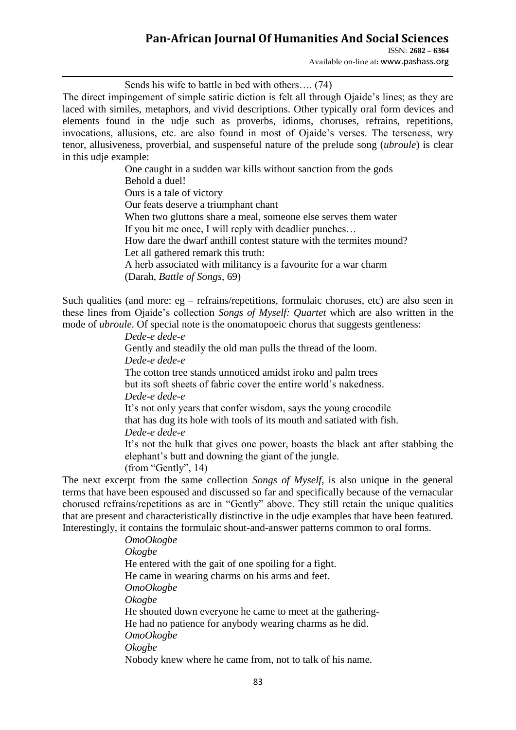Sends his wife to battle in bed with others…. (74)

The direct impingement of simple satiric diction is felt all through Ojaide's lines; as they are laced with similes, metaphors, and vivid descriptions. Other typically oral form devices and elements found in the udje such as proverbs, idioms, choruses, refrains, repetitions, invocations, allusions, etc. are also found in most of Ojaide's verses. The terseness, wry tenor, allusiveness, proverbial, and suspenseful nature of the prelude song (*ubroule*) is clear in this udje example:

> One caught in a sudden war kills without sanction from the gods
> Behold a duel!
> Ours is a tale of victory
> Our feats deserve a triumphant chant
> When two gluttons share a meal, someone else serves them water
> If you hit me once, I will reply with deadlier punches…
> How dare the dwarf anthill contest stature with the termites mound?
> Let all gathered remark this truth:
> A herb associated with militancy is a favourite for a war charm
> (Darah, *Battle of Songs*, 69)

Such qualities (and more: eg – refrains/repetitions, formulaic choruses, etc) are also seen in these lines from Ojaide's collection *Songs of Myself: Quartet* which are also written in the mode of *ubroule*. Of special note is the onomatopoeic chorus that suggests gentleness:

> *Dede-e dede-e*
> Gently and steadily the old man pulls the thread of the loom.
> *Dede-e dede-e*
> The cotton tree stands unnoticed amidst iroko and palm trees
> but its soft sheets of fabric cover the entire world's nakedness.
> *Dede-e dede-e*
> It's not only years that confer wisdom, says the young crocodile
> that has dug its hole with tools of its mouth and satiated with fish.
> *Dede-e dede-e*
> It's not the hulk that gives one power, boasts the black ant after stabbing the elephant's butt and downing the giant of the jungle.
> (from "Gently", 14)

The next excerpt from the same collection *Songs of Myself*, is also unique in the general terms that have been espoused and discussed so far and specifically because of the vernacular chorused refrains/repetitions as are in "Gently" above. They still retain the unique qualities that are present and characteristically distinctive in the udje examples that have been featured. Interestingly, it contains the formulaic shout-and-answer patterns common to oral forms.

> *OmoOkogbe*
> *Okogbe*
> He entered with the gait of one spoiling for a fight.
> He came in wearing charms on his arms and feet.
> *OmoOkogbe*
> *Okogbe*
> He shouted down everyone he came to meet at the gathering-
> He had no patience for anybody wearing charms as he did.
> *OmoOkogbe*
> *Okogbe*
> Nobody knew where he came from, not to talk of his name.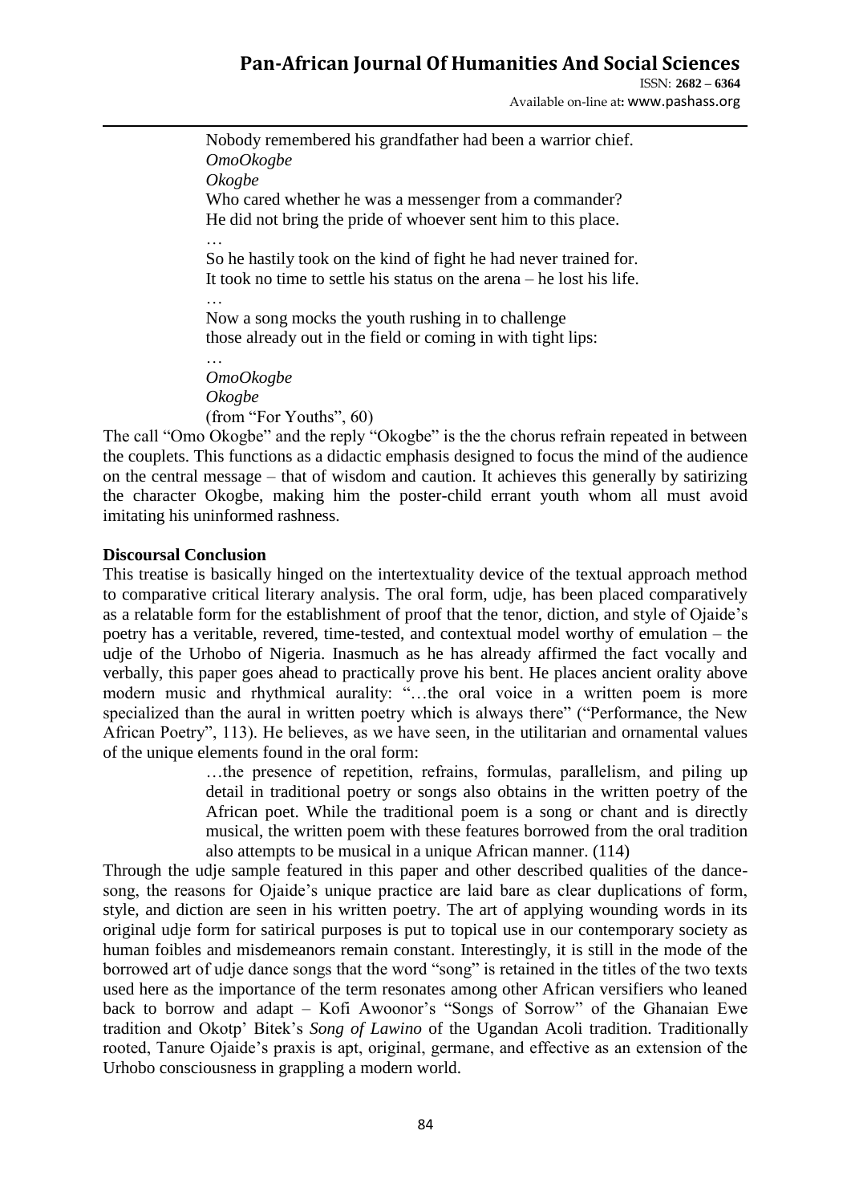Nobody remembered his grandfather had been a warrior chief.  
*OmoOkogbe*  
*Okogbe*  
Who cared whether he was a messenger from a commander?  
He did not bring the pride of whoever sent him to this place.  
…  
So he hastily took on the kind of fight he had never trained for.  
It took no time to settle his status on the arena – he lost his life.  
…  
Now a song mocks the youth rushing in to challenge  
those already out in the field or coming in with tight lips:  
…  
*OmoOkogbe*  
*Okogbe*  
(from "For Youths", 60)

The call "Omo Okogbe" and the reply "Okogbe" is the the chorus refrain repeated in between the couplets. This functions as a didactic emphasis designed to focus the mind of the audience on the central message – that of wisdom and caution. It achieves this generally by satirizing the character Okogbe, making him the poster-child errant youth whom all must avoid imitating his uninformed rashness.

**Discoursal Conclusion**

This treatise is basically hinged on the intertextuality device of the textual approach method to comparative critical literary analysis. The oral form, udje, has been placed comparatively as a relatable form for the establishment of proof that the tenor, diction, and style of Ojaide's poetry has a veritable, revered, time-tested, and contextual model worthy of emulation – the udje of the Urhobo of Nigeria. Inasmuch as he has already affirmed the fact vocally and verbally, this paper goes ahead to practically prove his bent. He places ancient orality above modern music and rhythmical aurality: "…the oral voice in a written poem is more specialized than the aural in written poetry which is always there" ("Performance, the New African Poetry", 113). He believes, as we have seen, in the utilitarian and ornamental values of the unique elements found in the oral form:

> …the presence of repetition, refrains, formulas, parallelism, and piling up detail in traditional poetry or songs also obtains in the written poetry of the African poet. While the traditional poem is a song or chant and is directly musical, the written poem with these features borrowed from the oral tradition also attempts to be musical in a unique African manner. (114)

Through the udje sample featured in this paper and other described qualities of the dance-song, the reasons for Ojaide's unique practice are laid bare as clear duplications of form, style, and diction are seen in his written poetry. The art of applying wounding words in its original udje form for satirical purposes is put to topical use in our contemporary society as human foibles and misdemeanors remain constant. Interestingly, it is still in the mode of the borrowed art of udje dance songs that the word "song" is retained in the titles of the two texts used here as the importance of the term resonates among other African versifiers who leaned back to borrow and adapt – Kofi Awoonor's "Songs of Sorrow" of the Ghanaian Ewe tradition and Okotp' Bitek's *Song of Lawino* of the Ugandan Acoli tradition. Traditionally rooted, Tanure Ojaide's praxis is apt, original, germane, and effective as an extension of the Urhobo consciousness in grappling a modern world.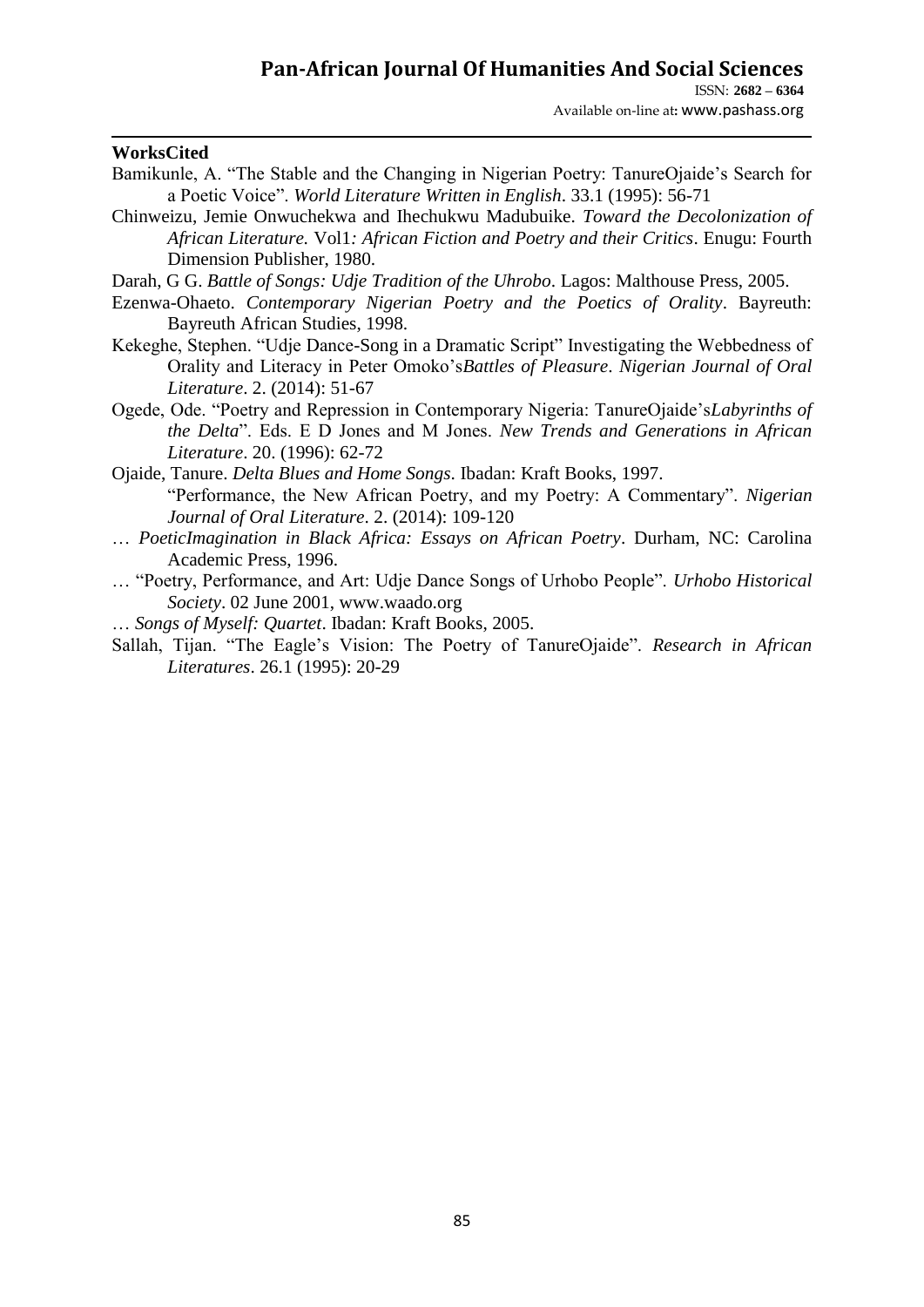**WorksCited**

Bamikunle, A. "The Stable and the Changing in Nigerian Poetry: TanureOjaide's Search for a Poetic Voice". *World Literature Written in English*. 33.1 (1995): 56-71

Chinweizu, Jemie Onwuchekwa and Ihechukwu Madubuike. *Toward the Decolonization of African Literature.* Vol1*: African Fiction and Poetry and their Critics*. Enugu: Fourth Dimension Publisher, 1980.

Darah, G G. *Battle of Songs: Udje Tradition of the Uhrobo*. Lagos: Malthouse Press, 2005.

Ezenwa-Ohaeto. *Contemporary Nigerian Poetry and the Poetics of Orality*. Bayreuth: Bayreuth African Studies, 1998.

Kekeghe, Stephen. "Udje Dance-Song in a Dramatic Script" Investigating the Webbedness of Orality and Literacy in Peter Omoko's*Battles of Pleasure*. *Nigerian Journal of Oral Literature*. 2. (2014): 51-67

Ogede, Ode. "Poetry and Repression in Contemporary Nigeria: TanureOjaide's*Labyrinths of the Delta*". Eds. E D Jones and M Jones. *New Trends and Generations in African Literature*. 20. (1996): 62-72

Ojaide, Tanure. *Delta Blues and Home Songs*. Ibadan: Kraft Books, 1997.

"Performance, the New African Poetry, and my Poetry: A Commentary". *Nigerian Journal of Oral Literature*. 2. (2014): 109-120

… *PoeticImagination in Black Africa: Essays on African Poetry*. Durham, NC: Carolina Academic Press, 1996.

… "Poetry, Performance, and Art: Udje Dance Songs of Urhobo People". *Urhobo Historical Society*. 02 June 2001, www.waado.org

… *Songs of Myself: Quartet*. Ibadan: Kraft Books, 2005.

Sallah, Tijan. "The Eagle's Vision: The Poetry of TanureOjaide". *Research in African Literatures*. 26.1 (1995): 20-29